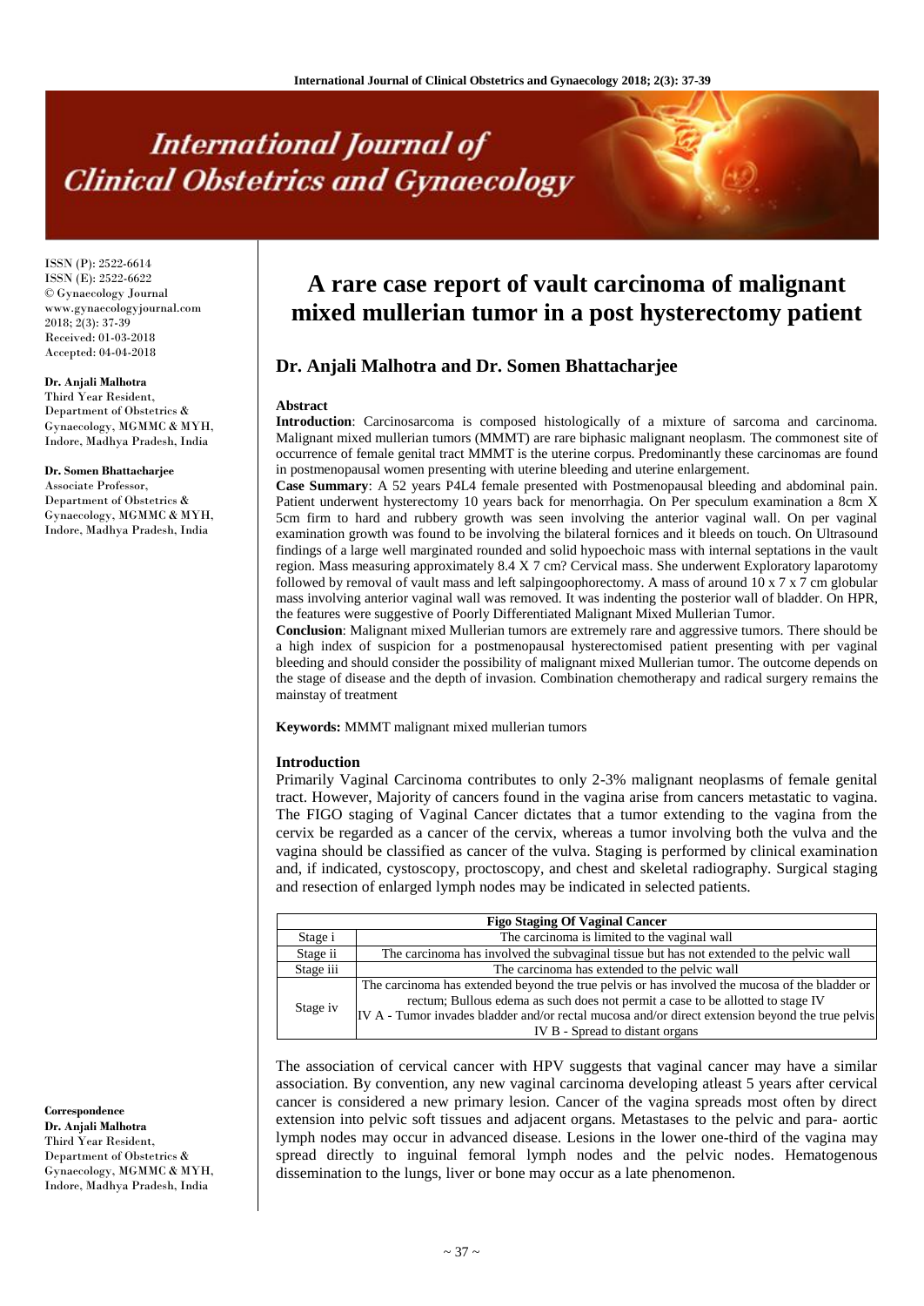ISSN (P): 2522-6614
ISSN (E): 2522-6622
© Gynaecology Journal
www.gynaecologyjournal.com
2018; 2(3): 37-39
Received: 01-03-2018
Accepted: 04-04-2018

**Dr. Anjali Malhotra**
Third Year Resident, Department of Obstetrics & Gynaecology, MGMMC & MYH, Indore, Madhya Pradesh, India

**Dr. Somen Bhattacharjee**
Associate Professor, Department of Obstetrics & Gynaecology, MGMMC & MYH, Indore, Madhya Pradesh, India

**Correspondence**
**Dr. Anjali Malhotra**
Third Year Resident, Department of Obstetrics & Gynaecology, MGMMC & MYH, Indore, Madhya Pradesh, India

# A rare case report of vault carcinoma of malignant mixed mullerian tumor in a post hysterectomy patient

## Dr. Anjali Malhotra and Dr. Somen Bhattacharjee

### Abstract

**Introduction**: Carcinosarcoma is composed histologically of a mixture of sarcoma and carcinoma. Malignant mixed mullerian tumors (MMMT) are rare biphasic malignant neoplasm. The commonest site of occurrence of female genital tract MMMT is the uterine corpus. Predominantly these carcinomas are found in postmenopausal women presenting with uterine bleeding and uterine enlargement.

**Case Summary**: A 52 years P4L4 female presented with Postmenopausal bleeding and abdominal pain. Patient underwent hysterectomy 10 years back for menorrhagia. On Per speculum examination a 8cm X 5cm firm to hard and rubbery growth was seen involving the anterior vaginal wall. On per vaginal examination growth was found to be involving the bilateral fornices and it bleeds on touch. On Ultrasound findings of a large well marginated rounded and solid hypoechoic mass with internal septations in the vault region. Mass measuring approximately 8.4 X 7 cm? Cervical mass. She underwent Exploratory laparotomy followed by removal of vault mass and left salpingoophorectomy. A mass of around 10 x 7 x 7 cm globular mass involving anterior vaginal wall was removed. It was indenting the posterior wall of bladder. On HPR, the features were suggestive of Poorly Differentiated Malignant Mixed Mullerian Tumor.

**Conclusion**: Malignant mixed Mullerian tumors are extremely rare and aggressive tumors. There should be a high index of suspicion for a postmenopausal hysterectomised patient presenting with per vaginal bleeding and should consider the possibility of malignant mixed Mullerian tumor. The outcome depends on the stage of disease and the depth of invasion. Combination chemotherapy and radical surgery remains the mainstay of treatment

**Keywords:** MMMT malignant mixed mullerian tumors

### Introduction

Primarily Vaginal Carcinoma contributes to only 2-3% malignant neoplasms of female genital tract. However, Majority of cancers found in the vagina arise from cancers metastatic to vagina. The FIGO staging of Vaginal Cancer dictates that a tumor extending to the vagina from the cervix be regarded as a cancer of the cervix, whereas a tumor involving both the vulva and the vagina should be classified as cancer of the vulva. Staging is performed by clinical examination and, if indicated, cystoscopy, proctoscopy, and chest and skeletal radiography. Surgical staging and resection of enlarged lymph nodes may be indicated in selected patients.

| Figo Staging Of Vaginal Cancer | |
|---|---|
| Stage i | The carcinoma is limited to the vaginal wall |
| Stage ii | The carcinoma has involved the subvaginal tissue but has not extended to the pelvic wall |
| Stage iii | The carcinoma has extended to the pelvic wall |
| Stage iv | The carcinoma has extended beyond the true pelvis or has involved the mucosa of the bladder or rectum; Bullous edema as such does not permit a case to be allotted to stage IV<br>IV A - Tumor invades bladder and/or rectal mucosa and/or direct extension beyond the true pelvis<br>IV B - Spread to distant organs |

The association of cervical cancer with HPV suggests that vaginal cancer may have a similar association. By convention, any new vaginal carcinoma developing atleast 5 years after cervical cancer is considered a new primary lesion. Cancer of the vagina spreads most often by direct extension into pelvic soft tissues and adjacent organs. Metastases to the pelvic and para- aortic lymph nodes may occur in advanced disease. Lesions in the lower one-third of the vagina may spread directly to inguinal femoral lymph nodes and the pelvic nodes. Hematogenous dissemination to the lungs, liver or bone may occur as a late phenomenon.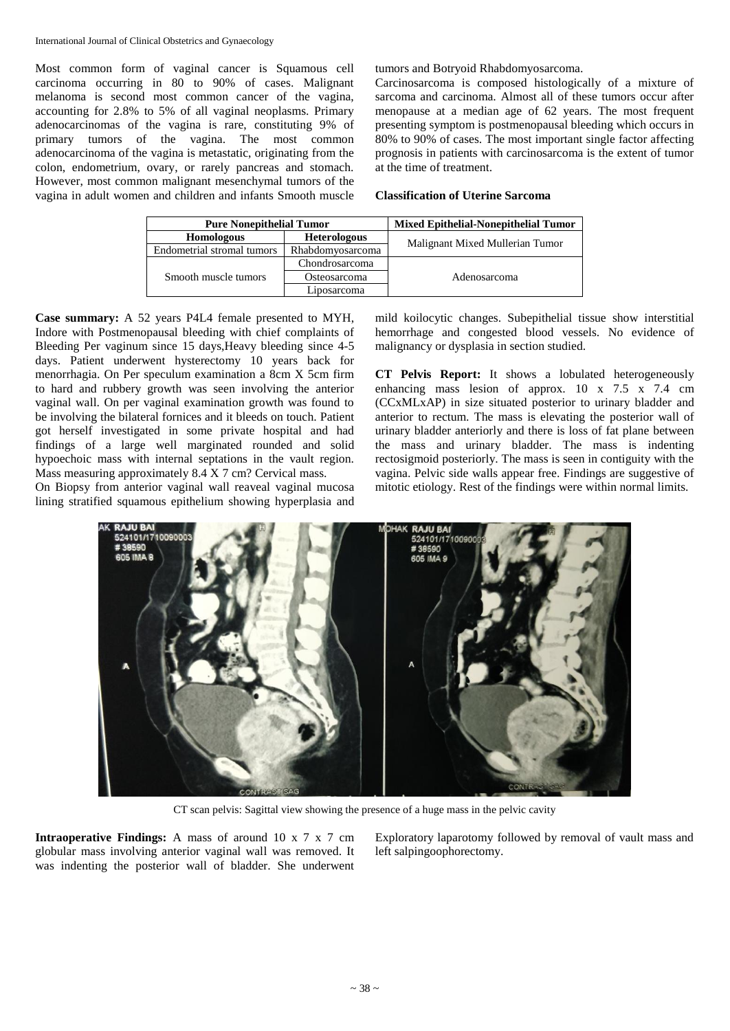Most common form of vaginal cancer is Squamous cell carcinoma occurring in 80 to 90% of cases. Malignant melanoma is second most common cancer of the vagina, accounting for 2.8% to 5% of all vaginal neoplasms. Primary adenocarcinomas of the vagina is rare, constituting 9% of primary tumors of the vagina. The most common adenocarcinoma of the vagina is metastatic, originating from the colon, endometrium, ovary, or rarely pancreas and stomach. However, most common malignant mesenchymal tumors of the vagina in adult women and children and infants Smooth muscle tumors and Botryoid Rhabdomyosarcoma.

Carcinosarcoma is composed histologically of a mixture of sarcoma and carcinoma. Almost all of these tumors occur after menopause at a median age of 62 years. The most frequent presenting symptom is postmenopausal bleeding which occurs in 80% to 90% of cases. The most important single factor affecting prognosis in patients with carcinosarcoma is the extent of tumor at the time of treatment.

**Classification of Uterine Sarcoma**

| Pure Nonepithelial Tumor | | Mixed Epithelial-Nonepithelial Tumor |
|---|---|---|
| **Homologous** | **Heterologous** | Malignant Mixed Mullerian Tumor |
| Endometrial stromal tumors | Rhabdomyosarcoma | |
| Smooth muscle tumors | Chondrosarcoma | Adenosarcoma |
| | Osteosarcoma | |
| | Liposarcoma | |

**Case summary:** A 52 years P4L4 female presented to MYH, Indore with Postmenopausal bleeding with chief complaints of Bleeding Per vaginum since 15 days,Heavy bleeding since 4-5 days. Patient underwent hysterectomy 10 years back for menorrhagia. On Per speculum examination a 8cm X 5cm firm to hard and rubbery growth was seen involving the anterior vaginal wall. On per vaginal examination growth was found to be involving the bilateral fornices and it bleeds on touch. Patient got herself investigated in some private hospital and had findings of a large well marginated rounded and solid hypoechoic mass with internal septations in the vault region. Mass measuring approximately 8.4 X 7 cm? Cervical mass.

On Biopsy from anterior vaginal wall reaveal vaginal mucosa lining stratified squamous epithelium showing hyperplasia and mild koilocytic changes. Subepithelial tissue show interstitial hemorrhage and congested blood vessels. No evidence of malignancy or dysplasia in section studied.

**CT Pelvis Report:** It shows a lobulated heterogeneously enhancing mass lesion of approx. 10 x 7.5 x 7.4 cm (CCxMLxAP) in size situated posterior to urinary bladder and anterior to rectum. The mass is elevating the posterior wall of urinary bladder anteriorly and there is loss of fat plane between the mass and urinary bladder. The mass is indenting rectosigmoid posteriorly. The mass is seen in contiguity with the vagina. Pelvic side walls appear free. Findings are suggestive of mitotic etiology. Rest of the findings were within normal limits.

CT scan pelvis: Sagittal view showing the presence of a huge mass in the pelvic cavity

**Intraoperative Findings:** A mass of around 10 x 7 x 7 cm globular mass involving anterior vaginal wall was removed. It was indenting the posterior wall of bladder. She underwent Exploratory laparotomy followed by removal of vault mass and left salpingoophorectomy.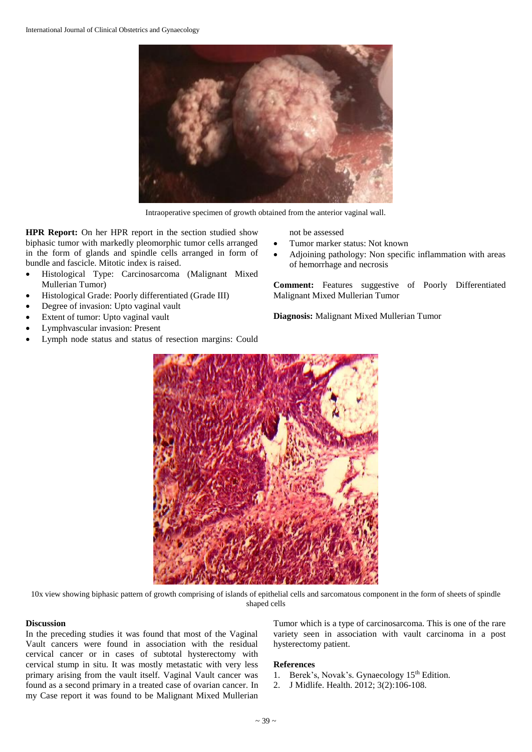Intraoperative specimen of growth obtained from the anterior vaginal wall.

**HPR Report:** On her HPR report in the section studied show biphasic tumor with markedly pleomorphic tumor cells arranged in the form of glands and spindle cells arranged in form of bundle and fascicle. Mitotic index is raised.

- Histological Type: Carcinosarcoma (Malignant Mixed Mullerian Tumor)
- Histological Grade: Poorly differentiated (Grade III)
- Degree of invasion: Upto vaginal vault
- Extent of tumor: Upto vaginal vault
- Lymphvascular invasion: Present
- Lymph node status and status of resection margins: Could not be assessed
- Tumor marker status: Not known
- Adjoining pathology: Non specific inflammation with areas of hemorrhage and necrosis

**Comment:** Features suggestive of Poorly Differentiated Malignant Mixed Mullerian Tumor

**Diagnosis:** Malignant Mixed Mullerian Tumor

10x view showing biphasic pattern of growth comprising of islands of epithelial cells and sarcomatous component in the form of sheets of spindle shaped cells

## Discussion

In the preceding studies it was found that most of the Vaginal Vault cancers were found in association with the residual cervical cancer or in cases of subtotal hysterectomy with cervical stump in situ. It was mostly metastatic with very less primary arising from the vault itself. Vaginal Vault cancer was found as a second primary in a treated case of ovarian cancer. In my Case report it was found to be Malignant Mixed Mullerian Tumor which is a type of carcinosarcoma. This is one of the rare variety seen in association with vault carcinoma in a post hysterectomy patient.

## References

1. Berek's, Novak's. Gynaecology 15th Edition.
2. J Midlife. Health. 2012; 3(2):106-108.